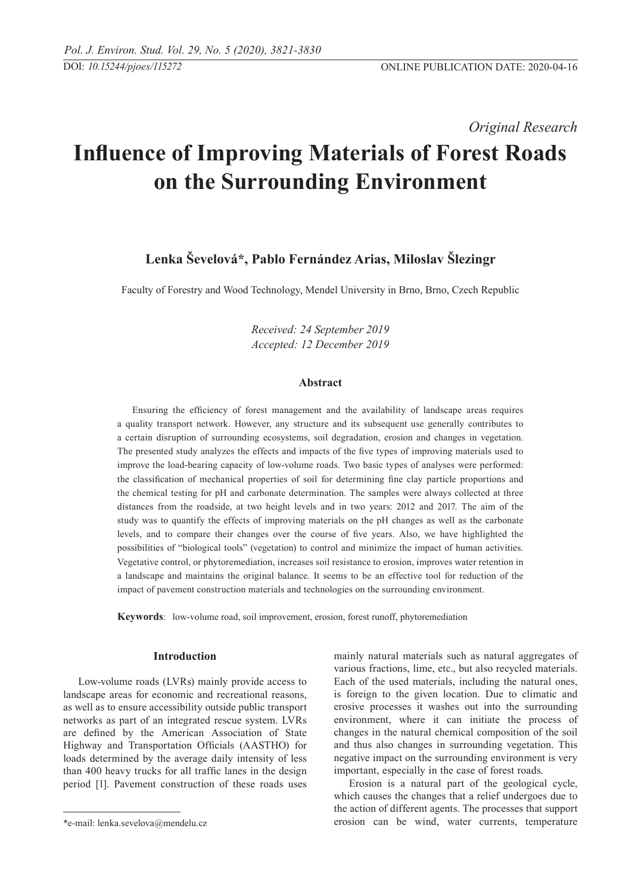DOI: *10.15244/pjoes/115272*

ONLINE PUBLICATION DATE: 2020-04-16

*Original Research*

# Influence of Improving Materials of Forest Roads on the Surrounding Environment

**Lenka Ševelová*, Pablo Fernández Arias, Miloslav Šlezingr**

Faculty of Forestry and Wood Technology, Mendel University in Brno, Brno, Czech Republic

*Received: 24 September 2019*
*Accepted: 12 December 2019*

### Abstract

Ensuring the efficiency of forest management and the availability of landscape areas requires a quality transport network. However, any structure and its subsequent use generally contributes to a certain disruption of surrounding ecosystems, soil degradation, erosion and changes in vegetation. The presented study analyzes the effects and impacts of the five types of improving materials used to improve the load-bearing capacity of low-volume roads. Two basic types of analyses were performed: the classification of mechanical properties of soil for determining fine clay particle proportions and the chemical testing for pH and carbonate determination. The samples were always collected at three distances from the roadside, at two height levels and in two years: 2012 and 2017. The aim of the study was to quantify the effects of improving materials on the pH changes as well as the carbonate levels, and to compare their changes over the course of five years. Also, we have highlighted the possibilities of "biological tools" (vegetation) to control and minimize the impact of human activities. Vegetative control, or phytoremediation, increases soil resistance to erosion, improves water retention in a landscape and maintains the original balance. It seems to be an effective tool for reduction of the impact of pavement construction materials and technologies on the surrounding environment.

**Keywords**: low-volume road, soil improvement, erosion, forest runoff, phytoremediation

## Introduction

Low-volume roads (LVRs) mainly provide access to landscape areas for economic and recreational reasons, as well as to ensure accessibility outside public transport networks as part of an integrated rescue system. LVRs are defined by the American Association of State Highway and Transportation Officials (AASTHO) for loads determined by the average daily intensity of less than 400 heavy trucks for all traffic lanes in the design period [1]. Pavement construction of these roads uses mainly natural materials such as natural aggregates of various fractions, lime, etc., but also recycled materials. Each of the used materials, including the natural ones, is foreign to the given location. Due to climatic and erosive processes it washes out into the surrounding environment, where it can initiate the process of changes in the natural chemical composition of the soil and thus also changes in surrounding vegetation. This negative impact on the surrounding environment is very important, especially in the case of forest roads.

Erosion is a natural part of the geological cycle, which causes the changes that a relief undergoes due to the action of different agents. The processes that support erosion can be wind, water currents, temperature

*e-mail: lenka.sevelova@mendelu.cz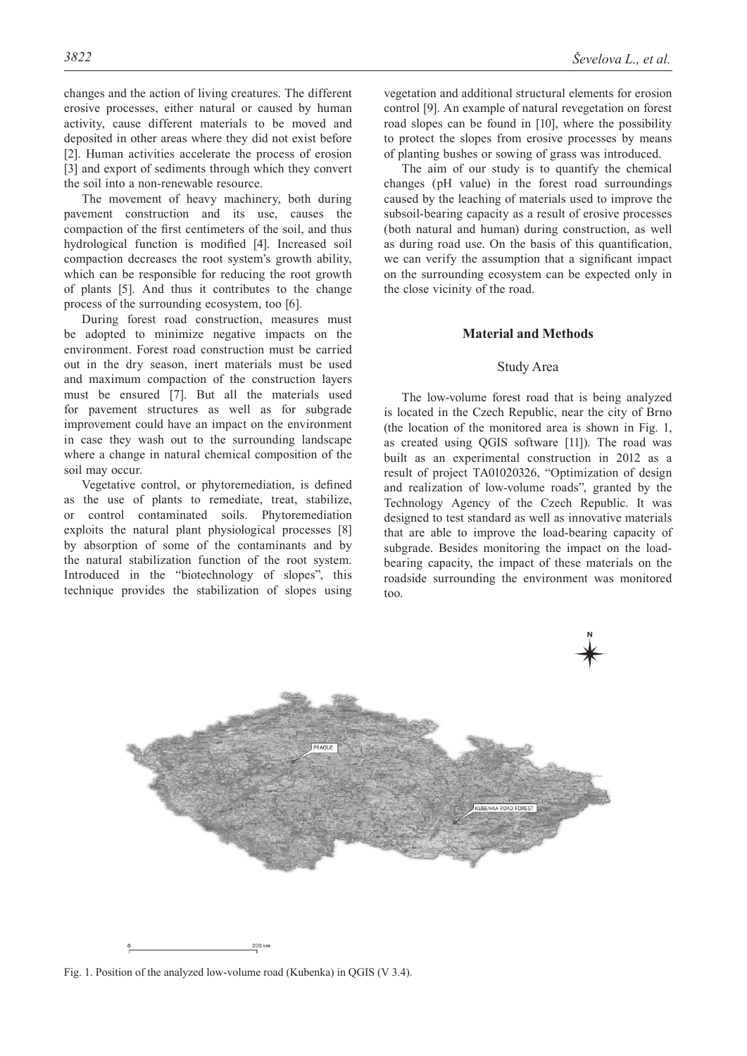changes and the action of living creatures. The different erosive processes, either natural or caused by human activity, cause different materials to be moved and deposited in other areas where they did not exist before [2]. Human activities accelerate the process of erosion [3] and export of sediments through which they convert the soil into a non-renewable resource.

The movement of heavy machinery, both during pavement construction and its use, causes the compaction of the first centimeters of the soil, and thus hydrological function is modified [4]. Increased soil compaction decreases the root system's growth ability, which can be responsible for reducing the root growth of plants [5]. And thus it contributes to the change process of the surrounding ecosystem, too [6].

During forest road construction, measures must be adopted to minimize negative impacts on the environment. Forest road construction must be carried out in the dry season, inert materials must be used and maximum compaction of the construction layers must be ensured [7]. But all the materials used for pavement structures as well as for subgrade improvement could have an impact on the environment in case they wash out to the surrounding landscape where a change in natural chemical composition of the soil may occur.

Vegetative control, or phytoremediation, is defined as the use of plants to remediate, treat, stabilize, or control contaminated soils. Phytoremediation exploits the natural plant physiological processes [8] by absorption of some of the contaminants and by the natural stabilization function of the root system. Introduced in the "biotechnology of slopes", this technique provides the stabilization of slopes using vegetation and additional structural elements for erosion control [9]. An example of natural revegetation on forest road slopes can be found in [10], where the possibility to protect the slopes from erosive processes by means of planting bushes or sowing of grass was introduced.

The aim of our study is to quantify the chemical changes (pH value) in the forest road surroundings caused by the leaching of materials used to improve the subsoil-bearing capacity as a result of erosive processes (both natural and human) during construction, as well as during road use. On the basis of this quantification, we can verify the assumption that a significant impact on the surrounding ecosystem can be expected only in the close vicinity of the road.

## Material and Methods

### Study Area

The low-volume forest road that is being analyzed is located in the Czech Republic, near the city of Brno (the location of the monitored area is shown in Fig. 1, as created using QGIS software [11]). The road was built as an experimental construction in 2012 as a result of project TA01020326, "Optimization of design and realization of low-volume roads", granted by the Technology Agency of the Czech Republic. It was designed to test standard as well as innovative materials that are able to improve the load-bearing capacity of subgrade. Besides monitoring the impact on the load-bearing capacity, the impact of these materials on the roadside surrounding the environment was monitored too.

Fig. 1. Position of the analyzed low-volume road (Kubenka) in QGIS (V 3.4).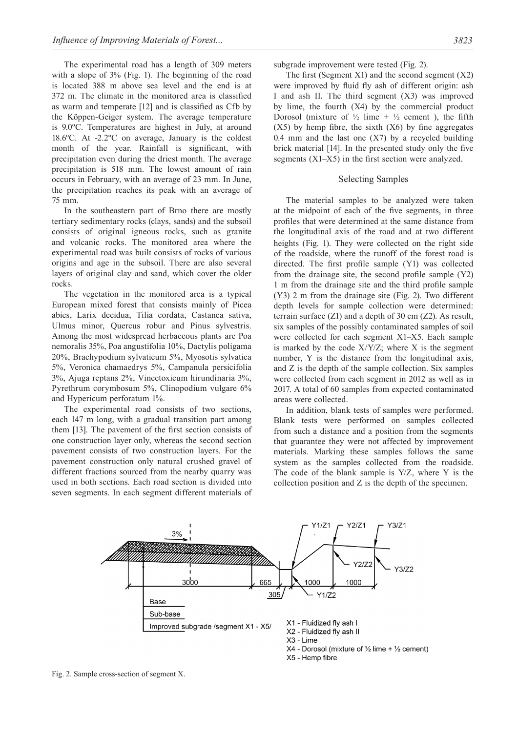The experimental road has a length of 309 meters with a slope of 3% (Fig. 1). The beginning of the road is located 388 m above sea level and the end is at 372 m. The climate in the monitored area is classified as warm and temperate [12] and is classified as Cfb by the Köppen-Geiger system. The average temperature is 9.0ºC. Temperatures are highest in July, at around 18.6ºC. At -2.2ºC on average, January is the coldest month of the year. Rainfall is significant, with precipitation even during the driest month. The average precipitation is 518 mm. The lowest amount of rain occurs in February, with an average of 23 mm. In June, the precipitation reaches its peak with an average of 75 mm.

In the southeastern part of Brno there are mostly tertiary sedimentary rocks (clays, sands) and the subsoil consists of original igneous rocks, such as granite and volcanic rocks. The monitored area where the experimental road was built consists of rocks of various origins and age in the subsoil. There are also several layers of original clay and sand, which cover the older rocks.

The vegetation in the monitored area is a typical European mixed forest that consists mainly of Picea abies, Larix decidua, Tilia cordata, Castanea sativa, Ulmus minor, Quercus robur and Pinus sylvestris. Among the most widespread herbaceous plants are Poa nemoralis 35%, Poa angustifolia 10%, Dactylis poligama 20%, Brachypodium sylvaticum 5%, Myosotis sylvatica 5%, Veronica chamaedrys 5%, Campanula persicifolia 3%, Ajuga reptans 2%, Vincetoxicum hirundinaria 3%, Pyrethrum corymbosum 5%, Clinopodium vulgare 6% and Hypericum perforatum 1%.

The experimental road consists of two sections, each 147 m long, with a gradual transition part among them [13]. The pavement of the first section consists of one construction layer only, whereas the second section pavement consists of two construction layers. For the pavement construction only natural crushed gravel of different fractions sourced from the nearby quarry was used in both sections. Each road section is divided into seven segments. In each segment different materials of subgrade improvement were tested (Fig. 2).

The first (Segment X1) and the second segment (X2) were improved by fluid fly ash of different origin: ash I and ash II. The third segment (X3) was improved by lime, the fourth (X4) by the commercial product Dorosol (mixture of ½ lime + ½ cement ), the fifth (X5) by hemp fibre, the sixth (X6) by fine aggregates 0.4 mm and the last one (X7) by a recycled building brick material [14]. In the presented study only the five segments (X1–X5) in the first section were analyzed.

## Selecting Samples

The material samples to be analyzed were taken at the midpoint of each of the five segments, in three profiles that were determined at the same distance from the longitudinal axis of the road and at two different heights (Fig. 1). They were collected on the right side of the roadside, where the runoff of the forest road is directed. The first profile sample (Y1) was collected from the drainage site, the second profile sample (Y2) 1 m from the drainage site and the third profile sample (Y3) 2 m from the drainage site (Fig. 2). Two different depth levels for sample collection were determined: terrain surface (Z1) and a depth of 30 cm (Z2). As result, six samples of the possibly contaminated samples of soil were collected for each segment X1–X5. Each sample is marked by the code X/Y/Z; where X is the segment number, Y is the distance from the longitudinal axis, and Z is the depth of the sample collection. Six samples were collected from each segment in 2012 as well as in 2017. A total of 60 samples from expected contaminated areas were collected.

In addition, blank tests of samples were performed. Blank tests were performed on samples collected from such a distance and a position from the segments that guarantee they were not affected by improvement materials. Marking these samples follows the same system as the samples collected from the roadside. The code of the blank sample is Y/Z, where Y is the collection position and Z is the depth of the specimen.

Fig. 2. Sample cross-section of segment X.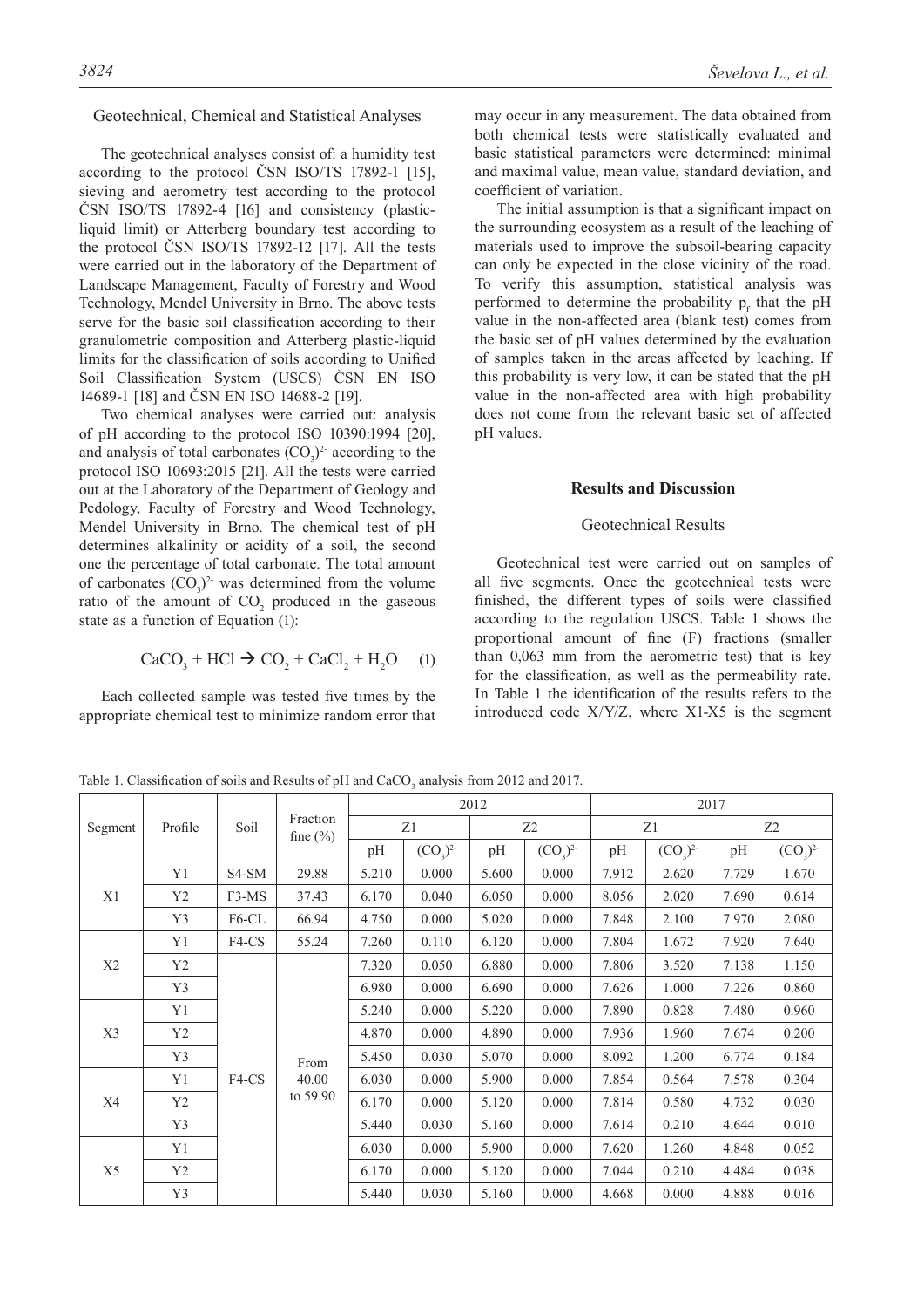### Geotechnical, Chemical and Statistical Analyses

The geotechnical analyses consist of: a humidity test according to the protocol ČSN ISO/TS 17892-1 [15], sieving and aerometry test according to the protocol ČSN ISO/TS 17892-4 [16] and consistency (plastic-liquid limit) or Atterberg boundary test according to the protocol ČSN ISO/TS 17892-12 [17]. All the tests were carried out in the laboratory of the Department of Landscape Management, Faculty of Forestry and Wood Technology, Mendel University in Brno. The above tests serve for the basic soil classification according to their granulometric composition and Atterberg plastic-liquid limits for the classification of soils according to Unified Soil Classification System (USCS) ČSN EN ISO 14689-1 [18] and ČSN EN ISO 14688-2 [19].

Two chemical analyses were carried out: analysis of pH according to the protocol ISO 10390:1994 [20], and analysis of total carbonates $(CO_3)^{2-}$ according to the protocol ISO 10693:2015 [21]. All the tests were carried out at the Laboratory of the Department of Geology and Pedology, Faculty of Forestry and Wood Technology, Mendel University in Brno. The chemical test of pH determines alkalinity or acidity of a soil, the second one the percentage of total carbonate. The total amount of carbonates $(CO_3)^{2-}$ was determined from the volume ratio of the amount of $CO_2$ produced in the gaseous state as a function of Equation (1):

$$CaCO_3 + HCl \rightarrow CO_2 + CaCl_2 + H_2O \quad (1)$$

Each collected sample was tested five times by the appropriate chemical test to minimize random error that may occur in any measurement. The data obtained from both chemical tests were statistically evaluated and basic statistical parameters were determined: minimal and maximal value, mean value, standard deviation, and coefficient of variation.

The initial assumption is that a significant impact on the surrounding ecosystem as a result of the leaching of materials used to improve the subsoil-bearing capacity can only be expected in the close vicinity of the road. To verify this assumption, statistical analysis was performed to determine the probability $p_f$ that the pH value in the non-affected area (blank test) comes from the basic set of pH values determined by the evaluation of samples taken in the areas affected by leaching. If this probability is very low, it can be stated that the pH value in the non-affected area with high probability does not come from the relevant basic set of affected pH values.

## Results and Discussion

### Geotechnical Results

Geotechnical test were carried out on samples of all five segments. Once the geotechnical tests were finished, the different types of soils were classified according to the regulation USCS. Table 1 shows the proportional amount of fine (F) fractions (smaller than 0,063 mm from the aerometric test) that is key for the classification, as well as the permeability rate. In Table 1 the identification of the results refers to the introduced code X/Y/Z, where X1-X5 is the segment

Table 1. Classification of soils and Results of pH and $CaCO_3$ analysis from 2012 and 2017.

| Segment | Profile | Soil | Fraction fine (%) | 2012 | | | | 2017 | | | |
|---|---|---|---|---|---|---|---|---|---|---|---|
| | | | | Z1 | | Z2 | | Z1 | | Z2 | |
| | | | | pH | $(CO_3)^{2-}$ | pH | $(CO_3)^{2-}$ | pH | $(CO_3)^{2-}$ | pH | $(CO_3)^{2-}$ |
| X1 | Y1 | S4-SM | 29.88 | 5.210 | 0.000 | 5.600 | 0.000 | 7.912 | 2.620 | 7.729 | 1.670 |
| | Y2 | F3-MS | 37.43 | 6.170 | 0.040 | 6.050 | 0.000 | 8.056 | 2.020 | 7.690 | 0.614 |
| | Y3 | F6-CL | 66.94 | 4.750 | 0.000 | 5.020 | 0.000 | 7.848 | 2.100 | 7.970 | 2.080 |
| X2 | Y1 | F4-CS | 55.24 | 7.260 | 0.110 | 6.120 | 0.000 | 7.804 | 1.672 | 7.920 | 7.640 |
| | Y2 | F4-CS | From 40.00 to 59.90 | 7.320 | 0.050 | 6.880 | 0.000 | 7.806 | 3.520 | 7.138 | 1.150 |
| | Y3 | | | 6.980 | 0.000 | 6.690 | 0.000 | 7.626 | 1.000 | 7.226 | 0.860 |
| X3 | Y1 | | | 5.240 | 0.000 | 5.220 | 0.000 | 7.890 | 0.828 | 7.480 | 0.960 |
| | Y2 | | | 4.870 | 0.000 | 4.890 | 0.000 | 7.936 | 1.960 | 7.674 | 0.200 |
| | Y3 | | | 5.450 | 0.030 | 5.070 | 0.000 | 8.092 | 1.200 | 6.774 | 0.184 |
| X4 | Y1 | | | 6.030 | 0.000 | 5.900 | 0.000 | 7.854 | 0.564 | 7.578 | 0.304 |
| | Y2 | | | 6.170 | 0.000 | 5.120 | 0.000 | 7.814 | 0.580 | 4.732 | 0.030 |
| | Y3 | | | 5.440 | 0.030 | 5.160 | 0.000 | 7.614 | 0.210 | 4.644 | 0.010 |
| X5 | Y1 | | | 6.030 | 0.000 | 5.900 | 0.000 | 7.620 | 1.260 | 4.848 | 0.052 |
| | Y2 | | | 6.170 | 0.000 | 5.120 | 0.000 | 7.044 | 0.210 | 4.484 | 0.038 |
| | Y3 | | | 5.440 | 0.030 | 5.160 | 0.000 | 4.668 | 0.000 | 4.888 | 0.016 |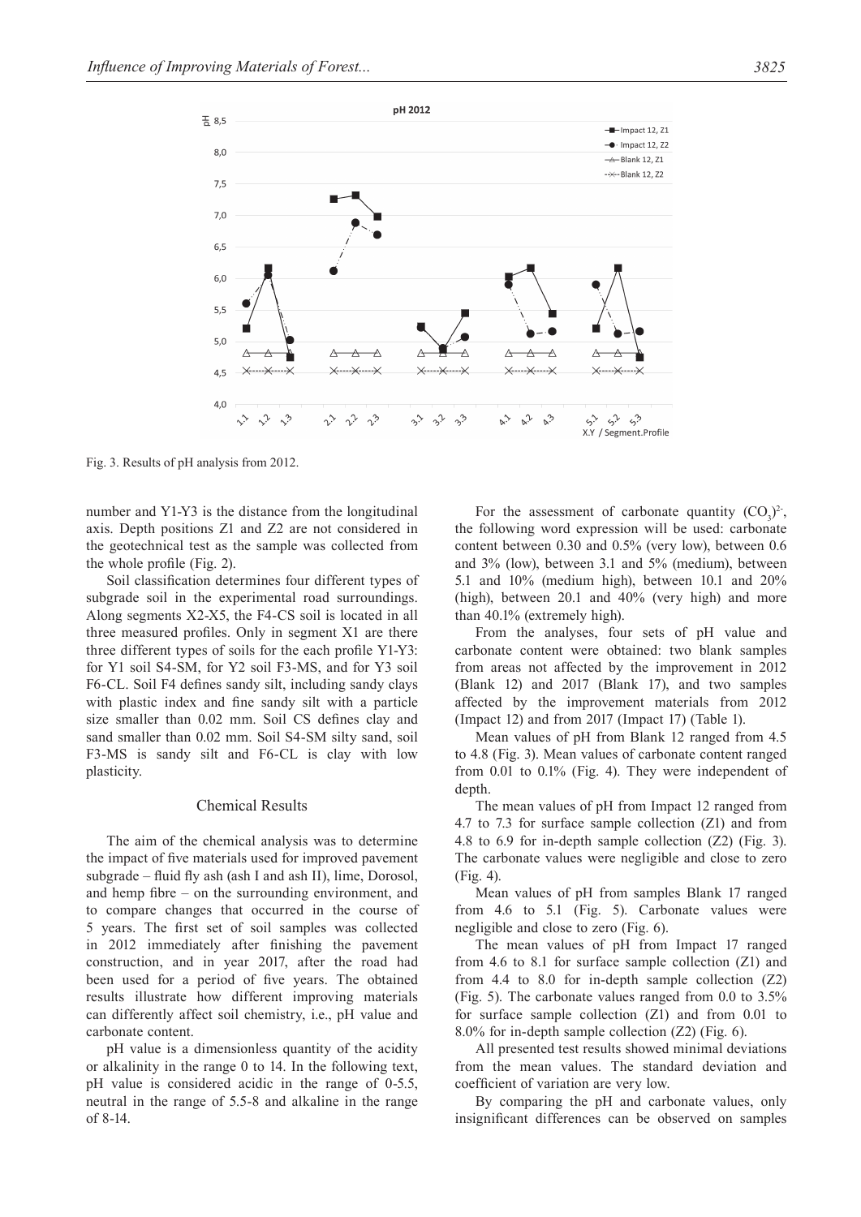Fig. 3. Results of pH analysis from 2012.

number and Y1-Y3 is the distance from the longitudinal axis. Depth positions Z1 and Z2 are not considered in the geotechnical test as the sample was collected from the whole profile (Fig. 2).

Soil classification determines four different types of subgrade soil in the experimental road surroundings. Along segments X2-X5, the F4-CS soil is located in all three measured profiles. Only in segment X1 are there three different types of soils for the each profile Y1-Y3: for Y1 soil S4-SM, for Y2 soil F3-MS, and for Y3 soil F6-CL. Soil F4 defines sandy silt, including sandy clays with plastic index and fine sandy silt with a particle size smaller than 0.02 mm. Soil CS defines clay and sand smaller than 0.02 mm. Soil S4-SM silty sand, soil F3-MS is sandy silt and F6-CL is clay with low plasticity.

## Chemical Results

The aim of the chemical analysis was to determine the impact of five materials used for improved pavement subgrade – fluid fly ash (ash I and ash II), lime, Dorosol, and hemp fibre – on the surrounding environment, and to compare changes that occurred in the course of 5 years. The first set of soil samples was collected in 2012 immediately after finishing the pavement construction, and in year 2017, after the road had been used for a period of five years. The obtained results illustrate how different improving materials can differently affect soil chemistry, i.e., pH value and carbonate content.

pH value is a dimensionless quantity of the acidity or alkalinity in the range 0 to 14. In the following text, pH value is considered acidic in the range of 0-5.5, neutral in the range of 5.5-8 and alkaline in the range of 8-14.

For the assessment of carbonate quantity $(CO_3)^{2-}$, the following word expression will be used: carbonate content between 0.30 and 0.5% (very low), between 0.6 and 3% (low), between 3.1 and 5% (medium), between 5.1 and 10% (medium high), between 10.1 and 20% (high), between 20.1 and 40% (very high) and more than 40.1% (extremely high).

From the analyses, four sets of pH value and carbonate content were obtained: two blank samples from areas not affected by the improvement in 2012 (Blank 12) and 2017 (Blank 17), and two samples affected by the improvement materials from 2012 (Impact 12) and from 2017 (Impact 17) (Table 1).

Mean values of pH from Blank 12 ranged from 4.5 to 4.8 (Fig. 3). Mean values of carbonate content ranged from 0.01 to 0.1% (Fig. 4). They were independent of depth.

The mean values of pH from Impact 12 ranged from 4.7 to 7.3 for surface sample collection (Z1) and from 4.8 to 6.9 for in-depth sample collection (Z2) (Fig. 3). The carbonate values were negligible and close to zero (Fig. 4).

Mean values of pH from samples Blank 17 ranged from 4.6 to 5.1 (Fig. 5). Carbonate values were negligible and close to zero (Fig. 6).

The mean values of pH from Impact 17 ranged from 4.6 to 8.1 for surface sample collection (Z1) and from 4.4 to 8.0 for in-depth sample collection (Z2) (Fig. 5). The carbonate values ranged from 0.0 to 3.5% for surface sample collection (Z1) and from 0.01 to 8.0% for in-depth sample collection (Z2) (Fig. 6).

All presented test results showed minimal deviations from the mean values. The standard deviation and coefficient of variation are very low.

By comparing the pH and carbonate values, only insignificant differences can be observed on samples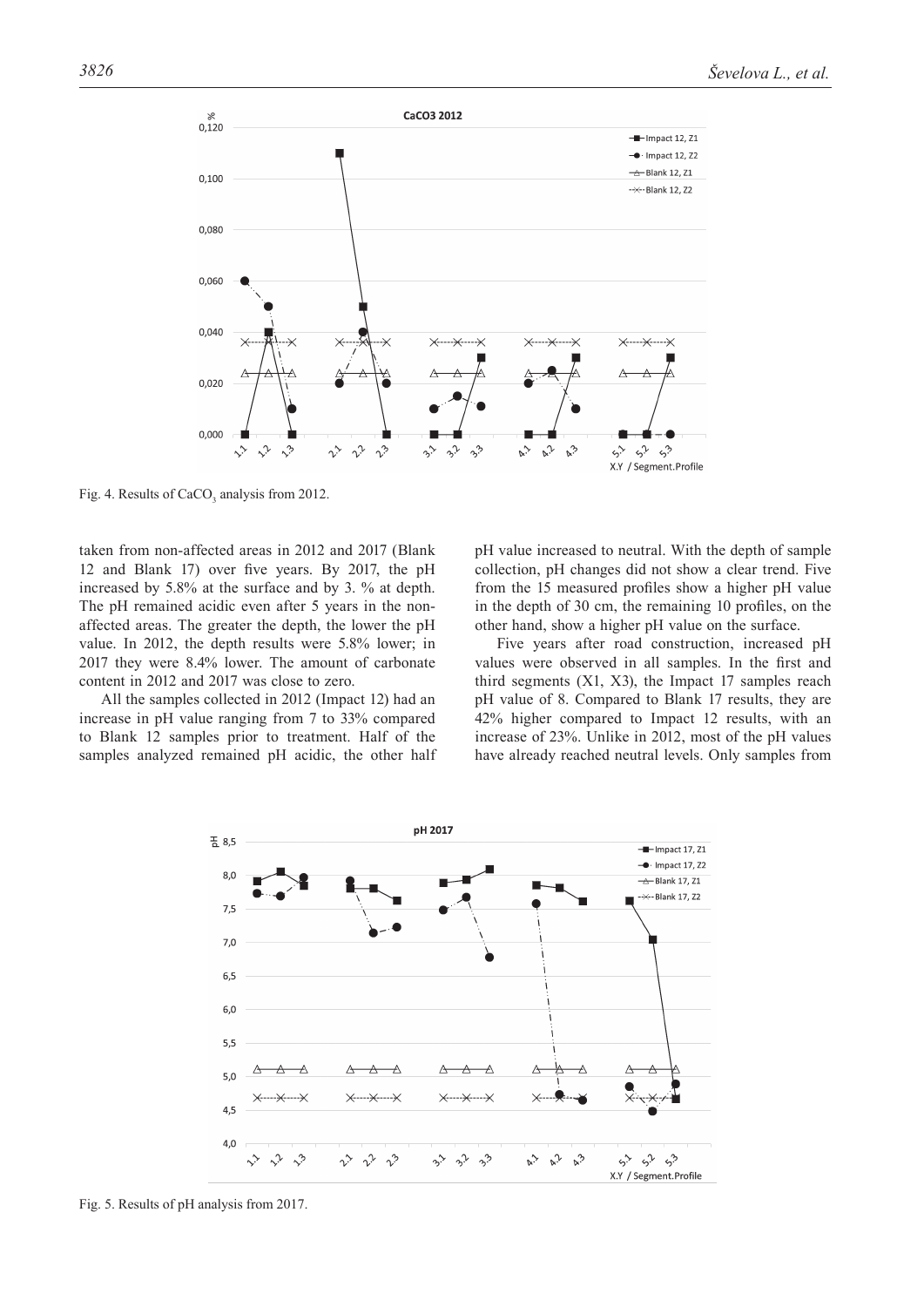Fig. 4. Results of $CaCO_3$ analysis from 2012.

taken from non-affected areas in 2012 and 2017 (Blank 12 and Blank 17) over five years. By 2017, the pH increased by 5.8% at the surface and by 3. % at depth. The pH remained acidic even after 5 years in the non-affected areas. The greater the depth, the lower the pH value. In 2012, the depth results were 5.8% lower; in 2017 they were 8.4% lower. The amount of carbonate content in 2012 and 2017 was close to zero.

All the samples collected in 2012 (Impact 12) had an increase in pH value ranging from 7 to 33% compared to Blank 12 samples prior to treatment. Half of the samples analyzed remained pH acidic, the other half pH value increased to neutral. With the depth of sample collection, pH changes did not show a clear trend. Five from the 15 measured profiles show a higher pH value in the depth of 30 cm, the remaining 10 profiles, on the other hand, show a higher pH value on the surface.

Five years after road construction, increased pH values were observed in all samples. In the first and third segments (X1, X3), the Impact 17 samples reach pH value of 8. Compared to Blank 17 results, they are 42% higher compared to Impact 12 results, with an increase of 23%. Unlike in 2012, most of the pH values have already reached neutral levels. Only samples from

Fig. 5. Results of pH analysis from 2017.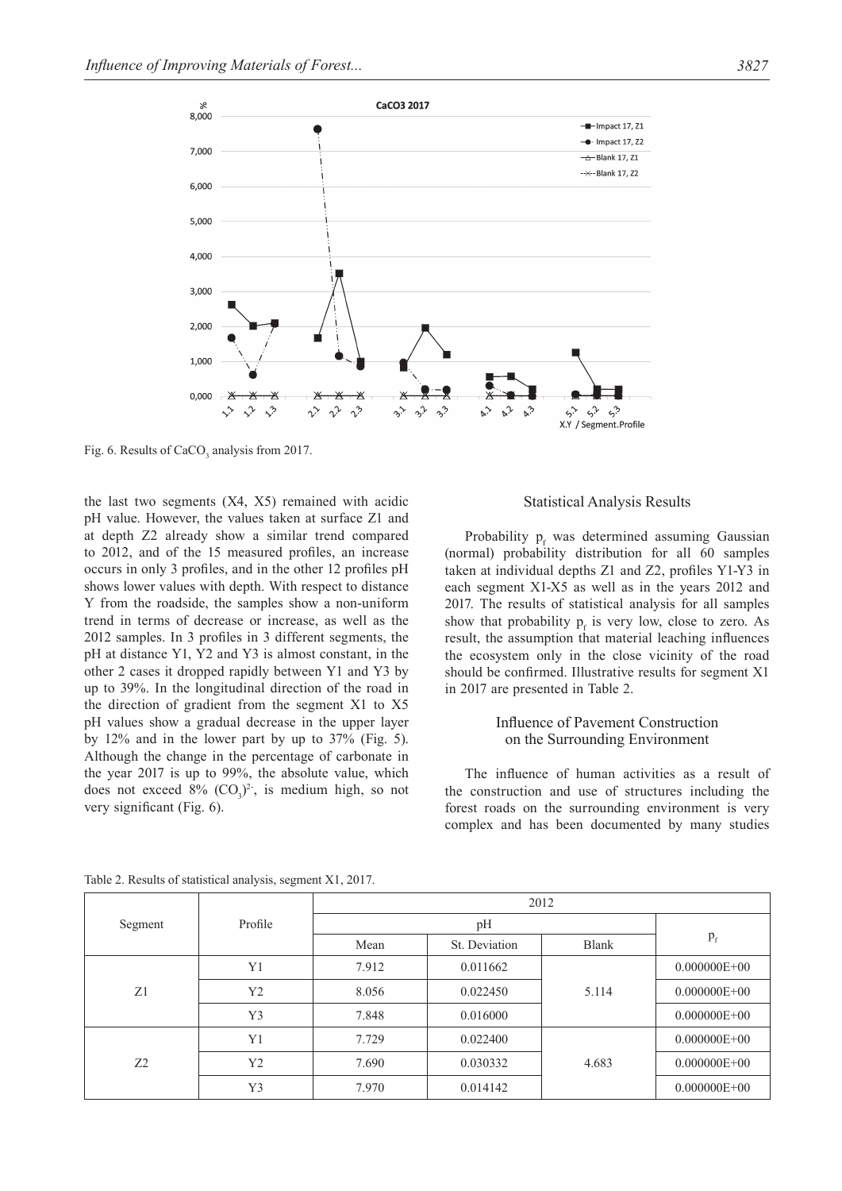Fig. 6. Results of $CaCO_3$ analysis from 2017.

the last two segments (X4, X5) remained with acidic pH value. However, the values taken at surface Z1 and at depth Z2 already show a similar trend compared to 2012, and of the 15 measured profiles, an increase occurs in only 3 profiles, and in the other 12 profiles pH shows lower values with depth. With respect to distance Y from the roadside, the samples show a non-uniform trend in terms of decrease or increase, as well as the 2012 samples. In 3 profiles in 3 different segments, the pH at distance Y1, Y2 and Y3 is almost constant, in the other 2 cases it dropped rapidly between Y1 and Y3 by up to 39%. In the longitudinal direction of the road in the direction of gradient from the segment X1 to X5 pH values show a gradual decrease in the upper layer by 12% and in the lower part by up to 37% (Fig. 5). Although the change in the percentage of carbonate in the year 2017 is up to 99%, the absolute value, which does not exceed 8% $(CO_3)^{2-}$, is medium high, so not very significant (Fig. 6).

## Statistical Analysis Results

Probability $p_f$ was determined assuming Gaussian (normal) probability distribution for all 60 samples taken at individual depths Z1 and Z2, profiles Y1-Y3 in each segment X1-X5 as well as in the years 2012 and 2017. The results of statistical analysis for all samples show that probability $p_f$ is very low, close to zero. As result, the assumption that material leaching influences the ecosystem only in the close vicinity of the road should be confirmed. Illustrative results for segment X1 in 2017 are presented in Table 2.

## Influence of Pavement Construction on the Surrounding Environment

The influence of human activities as a result of the construction and use of structures including the forest roads on the surrounding environment is very complex and has been documented by many studies

Table 2. Results of statistical analysis, segment X1, 2017.

| Segment | Profile | 2012 | | | |
|---|---|---|---|---|---|
| | | pH | | | $p_f$ |
| | | Mean | St. Deviation | Blank | |
| Z1 | Y1 | 7.912 | 0.011662 | 5.114 | 0.000000E+00 |
| | Y2 | 8.056 | 0.022450 | | 0.000000E+00 |
| | Y3 | 7.848 | 0.016000 | | 0.000000E+00 |
| Z2 | Y1 | 7.729 | 0.022400 | 4.683 | 0.000000E+00 |
| | Y2 | 7.690 | 0.030332 | | 0.000000E+00 |
| | Y3 | 7.970 | 0.014142 | | 0.000000E+00 |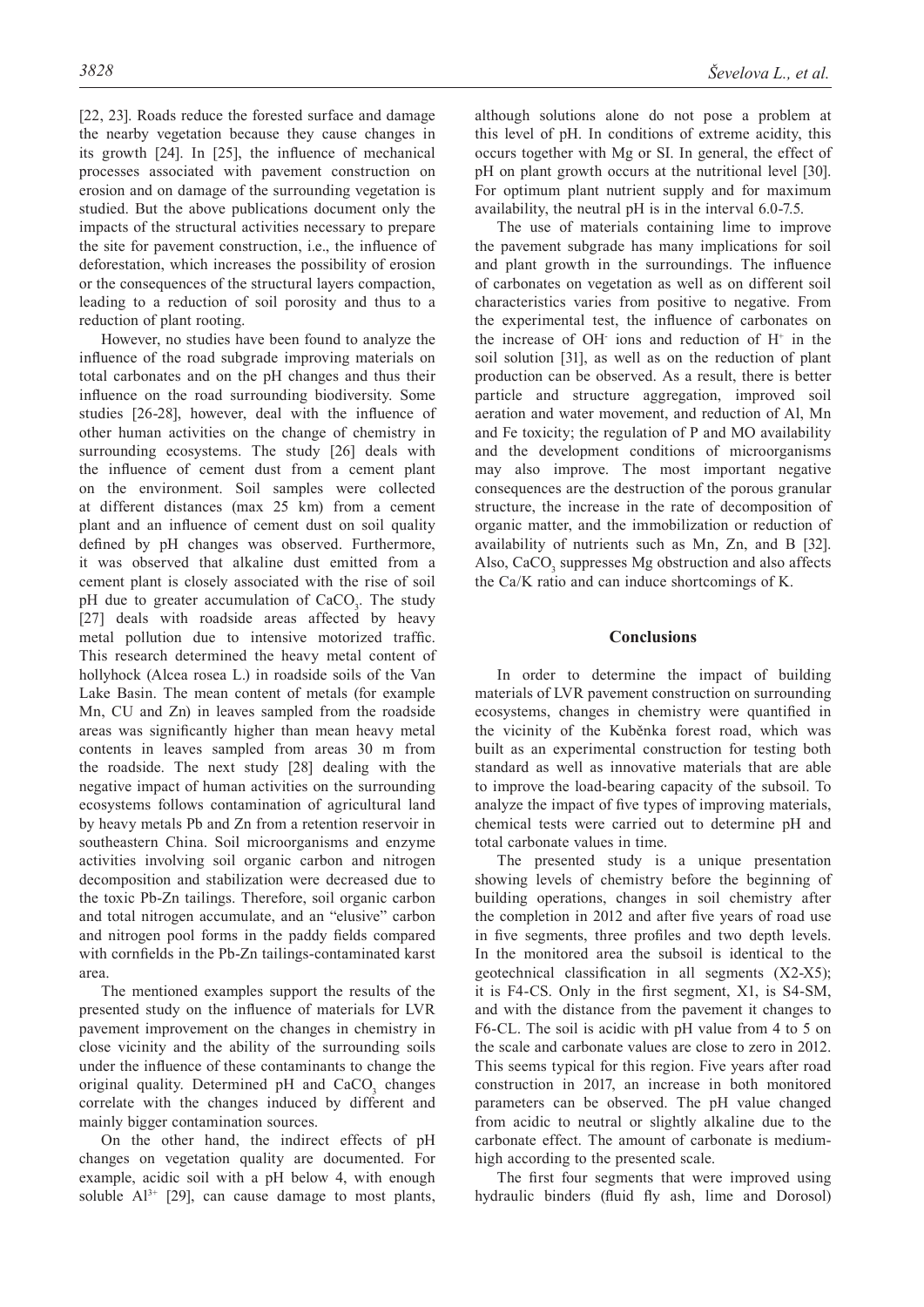[22, 23]. Roads reduce the forested surface and damage the nearby vegetation because they cause changes in its growth [24]. In [25], the influence of mechanical processes associated with pavement construction on erosion and on damage of the surrounding vegetation is studied. But the above publications document only the impacts of the structural activities necessary to prepare the site for pavement construction, i.e., the influence of deforestation, which increases the possibility of erosion or the consequences of the structural layers compaction, leading to a reduction of soil porosity and thus to a reduction of plant rooting.

However, no studies have been found to analyze the influence of the road subgrade improving materials on total carbonates and on the pH changes and thus their influence on the road surrounding biodiversity. Some studies [26-28], however, deal with the influence of other human activities on the change of chemistry in surrounding ecosystems. The study [26] deals with the influence of cement dust from a cement plant on the environment. Soil samples were collected at different distances (max 25 km) from a cement plant and an influence of cement dust on soil quality defined by pH changes was observed. Furthermore, it was observed that alkaline dust emitted from a cement plant is closely associated with the rise of soil pH due to greater accumulation of $CaCO_3$. The study [27] deals with roadside areas affected by heavy metal pollution due to intensive motorized traffic. This research determined the heavy metal content of hollyhock (Alcea rosea L.) in roadside soils of the Van Lake Basin. The mean content of metals (for example Mn, CU and Zn) in leaves sampled from the roadside areas was significantly higher than mean heavy metal contents in leaves sampled from areas 30 m from the roadside. The next study [28] dealing with the negative impact of human activities on the surrounding ecosystems follows contamination of agricultural land by heavy metals Pb and Zn from a retention reservoir in southeastern China. Soil microorganisms and enzyme activities involving soil organic carbon and nitrogen decomposition and stabilization were decreased due to the toxic Pb-Zn tailings. Therefore, soil organic carbon and total nitrogen accumulate, and an "elusive" carbon and nitrogen pool forms in the paddy fields compared with cornfields in the Pb-Zn tailings-contaminated karst area.

The mentioned examples support the results of the presented study on the influence of materials for LVR pavement improvement on the changes in chemistry in close vicinity and the ability of the surrounding soils under the influence of these contaminants to change the original quality. Determined pH and $CaCO_3$ changes correlate with the changes induced by different and mainly bigger contamination sources.

On the other hand, the indirect effects of pH changes on vegetation quality are documented. For example, acidic soil with a pH below 4, with enough soluble $Al^{3+}$ [29], can cause damage to most plants, although solutions alone do not pose a problem at this level of pH. In conditions of extreme acidity, this occurs together with Mg or SI. In general, the effect of pH on plant growth occurs at the nutritional level [30]. For optimum plant nutrient supply and for maximum availability, the neutral pH is in the interval 6.0-7.5.

The use of materials containing lime to improve the pavement subgrade has many implications for soil and plant growth in the surroundings. The influence of carbonates on vegetation as well as on different soil characteristics varies from positive to negative. From the experimental test, the influence of carbonates on the increase of $OH^-$ ions and reduction of $H^+$ in the soil solution [31], as well as on the reduction of plant production can be observed. As a result, there is better particle and structure aggregation, improved soil aeration and water movement, and reduction of Al, Mn and Fe toxicity; the regulation of P and MO availability and the development conditions of microorganisms may also improve. The most important negative consequences are the destruction of the porous granular structure, the increase in the rate of decomposition of organic matter, and the immobilization or reduction of availability of nutrients such as Mn, Zn, and B [32]. Also, $CaCO_3$ suppresses Mg obstruction and also affects the Ca/K ratio and can induce shortcomings of K.

## Conclusions

In order to determine the impact of building materials of LVR pavement construction on surrounding ecosystems, changes in chemistry were quantified in the vicinity of the Kuběnka forest road, which was built as an experimental construction for testing both standard as well as innovative materials that are able to improve the load-bearing capacity of the subsoil. To analyze the impact of five types of improving materials, chemical tests were carried out to determine pH and total carbonate values in time.

The presented study is a unique presentation showing levels of chemistry before the beginning of building operations, changes in soil chemistry after the completion in 2012 and after five years of road use in five segments, three profiles and two depth levels. In the monitored area the subsoil is identical to the geotechnical classification in all segments (X2-X5); it is F4-CS. Only in the first segment, X1, is S4-SM, and with the distance from the pavement it changes to F6-CL. The soil is acidic with pH value from 4 to 5 on the scale and carbonate values are close to zero in 2012. This seems typical for this region. Five years after road construction in 2017, an increase in both monitored parameters can be observed. The pH value changed from acidic to neutral or slightly alkaline due to the carbonate effect. The amount of carbonate is medium-high according to the presented scale.

The first four segments that were improved using hydraulic binders (fluid fly ash, lime and Dorosol)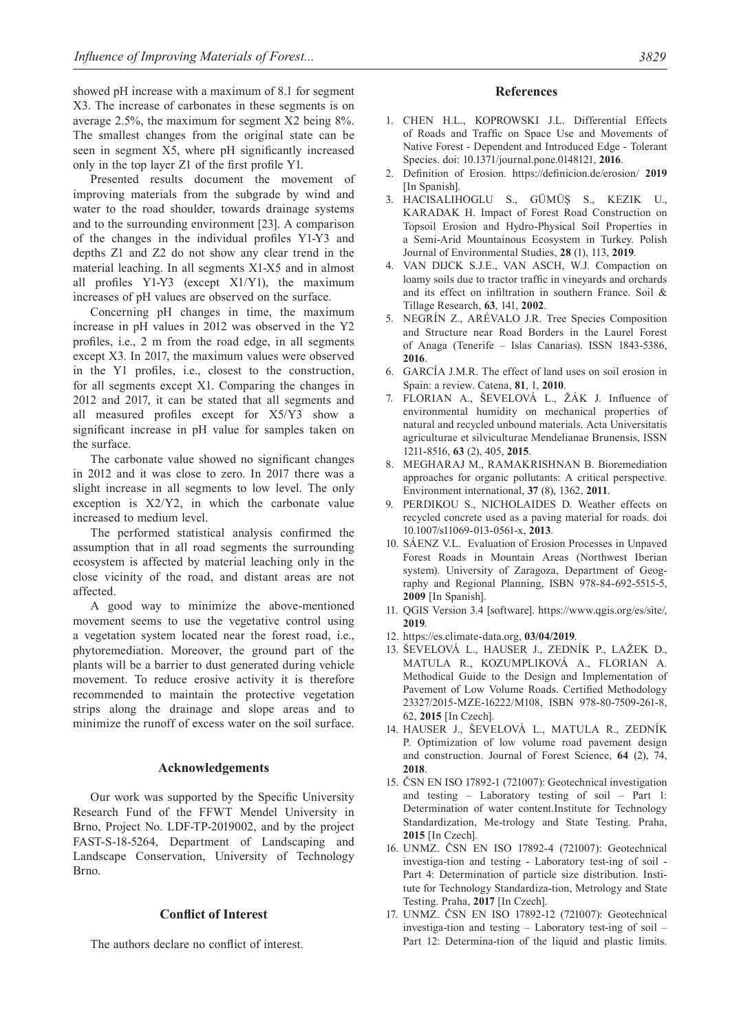showed pH increase with a maximum of 8.1 for segment X3. The increase of carbonates in these segments is on average 2.5%, the maximum for segment X2 being 8%. The smallest changes from the original state can be seen in segment X5, where pH significantly increased only in the top layer Z1 of the first profile Y1.

Presented results document the movement of improving materials from the subgrade by wind and water to the road shoulder, towards drainage systems and to the surrounding environment [23]. A comparison of the changes in the individual profiles Y1-Y3 and depths Z1 and Z2 do not show any clear trend in the material leaching. In all segments X1-X5 and in almost all profiles Y1-Y3 (except X1/Y1), the maximum increases of pH values are observed on the surface.

Concerning pH changes in time, the maximum increase in pH values in 2012 was observed in the Y2 profiles, i.e., 2 m from the road edge, in all segments except X3. In 2017, the maximum values were observed in the Y1 profiles, i.e., closest to the construction, for all segments except X1. Comparing the changes in 2012 and 2017, it can be stated that all segments and all measured profiles except for X5/Y3 show a significant increase in pH value for samples taken on the surface.

The carbonate value showed no significant changes in 2012 and it was close to zero. In 2017 there was a slight increase in all segments to low level. The only exception is X2/Y2, in which the carbonate value increased to medium level.

The performed statistical analysis confirmed the assumption that in all road segments the surrounding ecosystem is affected by material leaching only in the close vicinity of the road, and distant areas are not affected.

A good way to minimize the above-mentioned movement seems to use the vegetative control using a vegetation system located near the forest road, i.e., phytoremediation. Moreover, the ground part of the plants will be a barrier to dust generated during vehicle movement. To reduce erosive activity it is therefore recommended to maintain the protective vegetation strips along the drainage and slope areas and to minimize the runoff of excess water on the soil surface.

## Acknowledgements

Our work was supported by the Specific University Research Fund of the FFWT Mendel University in Brno, Project No. LDF-TP-2019002, and by the project FAST-S-18-5264, Department of Landscaping and Landscape Conservation, University of Technology Brno.

## Conflict of Interest

The authors declare no conflict of interest.

## References

1. CHEN H.L., KOPROWSKI J.L. Differential Effects of Roads and Traffic on Space Use and Movements of Native Forest - Dependent and Introduced Edge - Tolerant Species. doi: 10.1371/journal.pone.0148121, **2016**.
2. Definition of Erosion. https://definicion.de/erosion/ **2019** [In Spanish].
3. HACISALIHOGLU S., GÜMÜŞ S., KEZIK U., KARADAK H. Impact of Forest Road Construction on Topsoil Erosion and Hydro-Physical Soil Properties in a Semi-Arid Mountainous Ecosystem in Turkey. Polish Journal of Environmental Studies, **28** (1), 113, **2019**.
4. VAN DIJCK S.J.E., VAN ASCH, W.J. Compaction on loamy soils due to tractor traffic in vineyards and orchards and its effect on infiltration in southern France. Soil & Tillage Research, **63**, 141, **2002**.
5. NEGRÍN Z., ARÉVALO J.R. Tree Species Composition and Structure near Road Borders in the Laurel Forest of Anaga (Tenerife – Islas Canarias). ISSN 1843-5386, **2016**.
6. GARCÍA J.M.R. The effect of land uses on soil erosion in Spain: a review. Catena, **81**, 1, **2010**.
7. FLORIAN A., ŠEVELOVÁ L., ŽÁK J. Influence of environmental humidity on mechanical properties of natural and recycled unbound materials. Acta Universitatis agriculturae et silviculturae Mendelianae Brunensis, ISSN 1211-8516, **63** (2), 405, **2015**.
8. MEGHARAJ M., RAMAKRISHNAN B. Bioremediation approaches for organic pollutants: A critical perspective. Environment international, **37** (8), 1362, **2011**.
9. PERDIKOU S., NICHOLAIDES D. Weather effects on recycled concrete used as a paving material for roads. doi 10.1007/s11069-013-0561-x, **2013**.
10. SÁENZ V.L. Evaluation of Erosion Processes in Unpaved Forest Roads in Mountain Areas (Northwest Iberian system). University of Zaragoza, Department of Geography and Regional Planning, ISBN 978-84-692-5515-5, **2009** [In Spanish].
11. QGIS Version 3.4 [software]. https://www.qgis.org/es/site/, **2019**.
12. https://es.climate-data.org, **03/04/2019**.
13. ŠEVELOVÁ L., HAUSER J., ZEDNÍK P., LAŽEK D., MATULA R., KOZUMPLIKOVÁ A., FLORIAN A. Methodical Guide to the Design and Implementation of Pavement of Low Volume Roads. Certified Methodology 23327/2015-MZE-16222/M108, ISBN 978-80-7509-261-8, 62, **2015** [In Czech].
14. HAUSER J., ŠEVELOVÁ L., MATULA R., ZEDNÍK P. Optimization of low volume road pavement design and construction. Journal of Forest Science, **64** (2), 74, **2018**.
15. ČSN EN ISO 17892-1 (721007): Geotechnical investigation and testing – Laboratory testing of soil – Part 1: Determination of water content.Institute for Technology Standardization, Me-trology and State Testing. Praha, **2015** [In Czech].
16. UNMZ. ČSN EN ISO 17892-4 (721007): Geotechnical investiga-tion and testing - Laboratory test-ing of soil - Part 4: Determination of particle size distribution. Institute for Technology Standardiza-tion, Metrology and State Testing. Praha, **2017** [In Czech].
17. UNMZ. ČSN EN ISO 17892-12 (721007): Geotechnical investiga-tion and testing – Laboratory test-ing of soil – Part 12: Determina-tion of the liquid and plastic limits.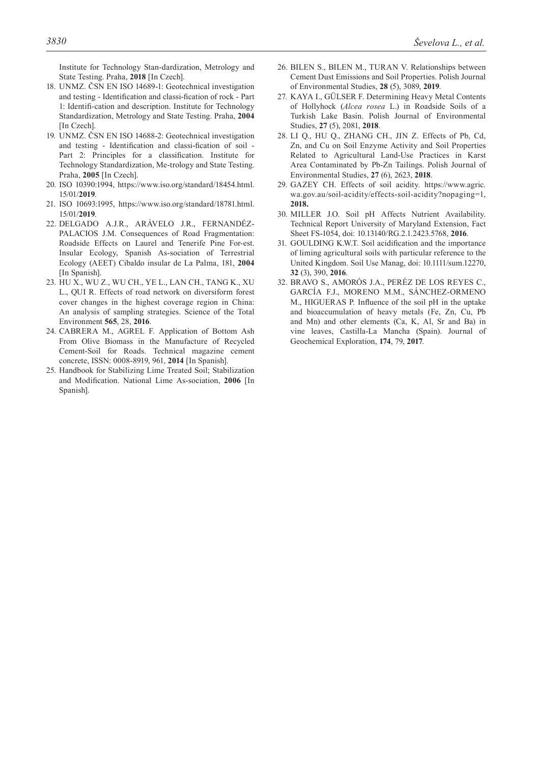Institute for Technology Stan-dardization, Metrology and State Testing. Praha, **2018** [In Czech].

18. UNMZ. ČSN EN ISO 14689-1: Geotechnical investigation and testing - Identification and classi-fication of rock - Part 1: Identifi-cation and description. Institute for Technology Standardization, Metrology and State Testing. Praha, **2004** [In Czech].
19. UNMZ. ČSN EN ISO 14688-2: Geotechnical investigation and testing - Identification and classi-fication of soil - Part 2: Principles for a classification. Institute for Technology Standardization, Me-trology and State Testing. Praha, **2005** [In Czech].
20. ISO 10390:1994, https://www.iso.org/standard/18454.html. 15/01/**2019**.
21. ISO 10693:1995, https://www.iso.org/standard/18781.html. 15/01/**2019**.
22. DELGADO A.J.R., ARÁVELO J.R., FERNANDÉZ-PALACIOS J.M. Consequences of Road Fragmentation: Roadside Effects on Laurel and Tenerife Pine For-est. Insular Ecology, Spanish As-sociation of Terrestrial Ecology (AEET) Cibaldo insular de La Palma, 181, **2004** [In Spanish].
23. HU X., WU Z., WU CH., YE L., LAN CH., TANG K., XU L., QUI R. Effects of road network on diversiform forest cover changes in the highest coverage region in China: An analysis of sampling strategies. Science of the Total Environment **565**, 28, **2016**.
24. CABRERA M., AGREL F. Application of Bottom Ash From Olive Biomass in the Manufacture of Recycled Cement-Soil for Roads. Technical magazine cement concrete, ISSN: 0008-8919, 961, **2014** [In Spanish].
25. Handbook for Stabilizing Lime Treated Soil; Stabilization and Modification. National Lime As-sociation, **2006** [In Spanish].
26. BILEN S., BILEN M., TURAN V. Relationships between Cement Dust Emissions and Soil Properties. Polish Journal of Environmental Studies, **28** (5), 3089, **2019**.
27. KAYA I., GÜLSER F. Determining Heavy Metal Contents of Hollyhock (*Alcea rosea* L.) in Roadside Soils of a Turkish Lake Basin. Polish Journal of Environmental Studies, **27** (5), 2081, **2018**.
28. LI Q., HU Q., ZHANG CH., JIN Z. Effects of Pb, Cd, Zn, and Cu on Soil Enzyme Activity and Soil Properties Related to Agricultural Land-Use Practices in Karst Area Contaminated by Pb-Zn Tailings. Polish Journal of Environmental Studies, **27** (6), 2623, **2018**.
29. GAZEY CH. Effects of soil acidity. https://www.agric.wa.gov.au/soil-acidity/effects-soil-acidity?nopaging=1, **2018.**
30. MILLER J.O. Soil pH Affects Nutrient Availability. Technical Report University of Maryland Extension, Fact Sheet FS-1054, doi: 10.13140/RG.2.1.2423.5768, **2016**.
31. GOULDING K.W.T. Soil acidification and the importance of liming agricultural soils with particular reference to the United Kingdom. Soil Use Manag, doi: 10.1111/sum.12270, **32** (3), 390, **2016**.
32. BRAVO S., AMORÓS J.A., PERÉZ DE LOS REYES C., GARCÍA F.J., MORENO M.M., SÁNCHEZ-ORMENO M., HIGUERAS P. Influence of the soil pH in the uptake and bioaccumulation of heavy metals (Fe, Zn, Cu, Pb and Mn) and other elements (Ca, K, Al, Sr and Ba) in vine leaves, Castilla-La Mancha (Spain). Journal of Geochemical Exploration, **174**, 79, **2017**.